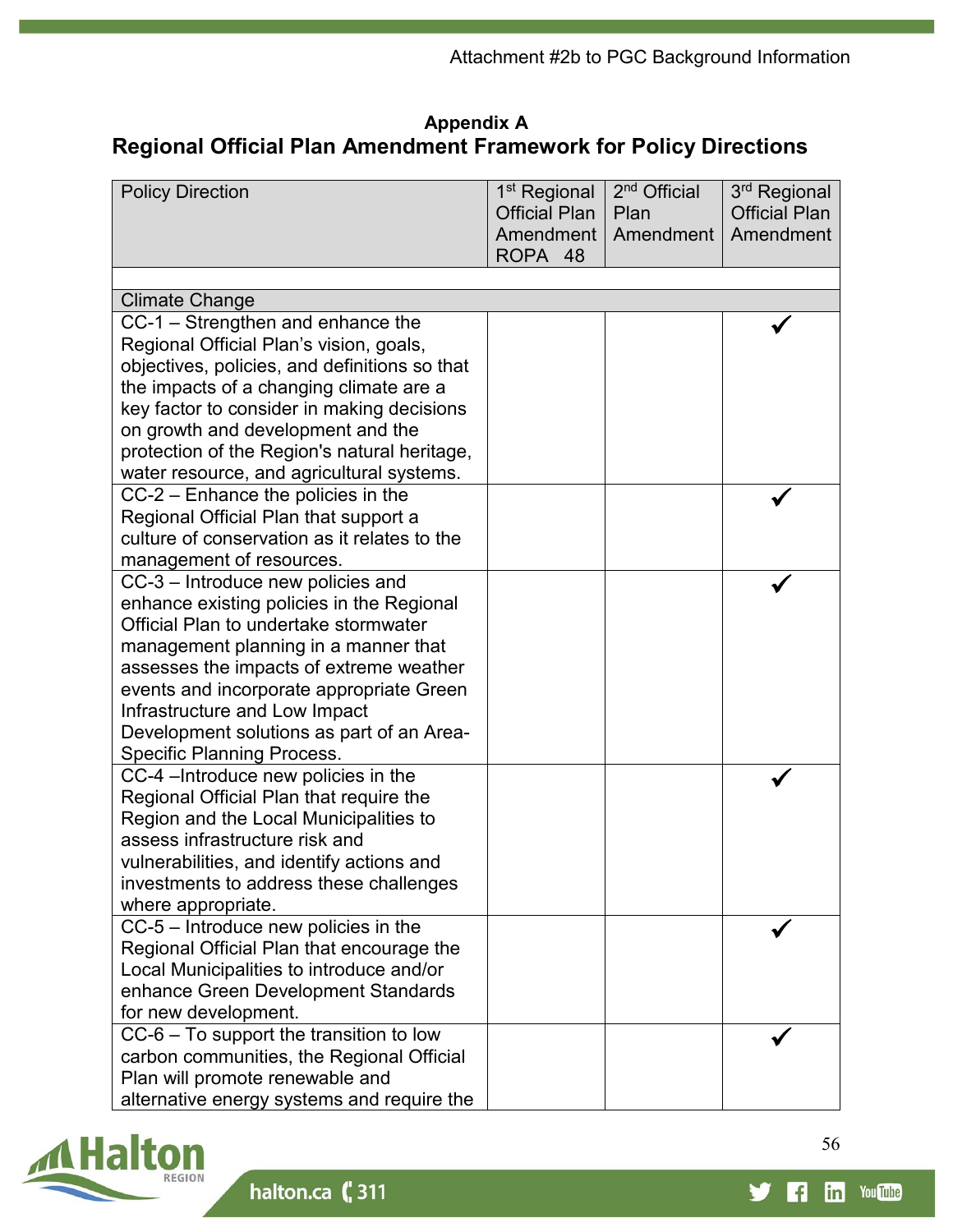Attachment #2b to PGC Background Information

## Appendix A
## Regional Official Plan Amendment Framework for Policy Directions

| Policy Direction | 1st Regional Official Plan Amendment ROPA 48 | 2nd Official Plan Amendment | 3rd Regional Official Plan Amendment |
|---|---|---|---|
| | | | |
| Climate Change | | | |
| CC-1 – Strengthen and enhance the Regional Official Plan's vision, goals, objectives, policies, and definitions so that the impacts of a changing climate are a key factor to consider in making decisions on growth and development and the protection of the Region's natural heritage, water resource, and agricultural systems. | | | ✓ |
| CC-2 – Enhance the policies in the Regional Official Plan that support a culture of conservation as it relates to the management of resources. | | | ✓ |
| CC-3 – Introduce new policies and enhance existing policies in the Regional Official Plan to undertake stormwater management planning in a manner that assesses the impacts of extreme weather events and incorporate appropriate Green Infrastructure and Low Impact Development solutions as part of an Area-Specific Planning Process. | | | ✓ |
| CC-4 –Introduce new policies in the Regional Official Plan that require the Region and the Local Municipalities to assess infrastructure risk and vulnerabilities, and identify actions and investments to address these challenges where appropriate. | | | ✓ |
| CC-5 – Introduce new policies in the Regional Official Plan that encourage the Local Municipalities to introduce and/or enhance Green Development Standards for new development. | | | ✓ |
| CC-6 – To support the transition to low carbon communities, the Regional Official Plan will promote renewable and alternative energy systems and require the | | | ✓ |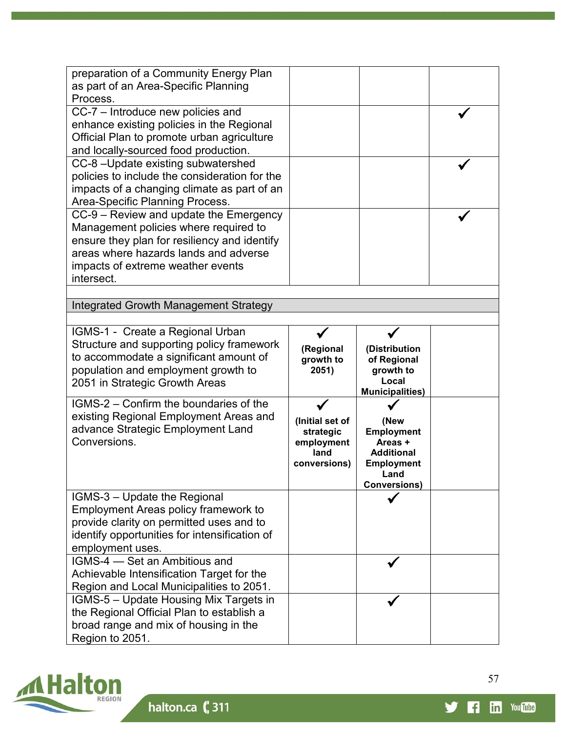| | | | |
|---|---|---|---|
| preparation of a Community Energy Plan as part of an Area-Specific Planning Process. | | | |
| CC-7 – Introduce new policies and enhance existing policies in the Regional Official Plan to promote urban agriculture and locally-sourced food production. | | | ✓ |
| CC-8 –Update existing subwatershed policies to include the consideration for the impacts of a changing climate as part of an Area-Specific Planning Process. | | | ✓ |
| CC-9 – Review and update the Emergency Management policies where required to ensure they plan for resiliency and identify areas where hazards lands and adverse impacts of extreme weather events intersect. | | | ✓ |
| | | | |
| Integrated Growth Management Strategy | | | |
| | | | |
| IGMS-1 - Create a Regional Urban Structure and supporting policy framework to accommodate a significant amount of population and employment growth to 2051 in Strategic Growth Areas | ✓ **(Regional growth to 2051)** | ✓ **(Distribution of Regional growth to Local Municipalities)** | |
| IGMS-2 – Confirm the boundaries of the existing Regional Employment Areas and advance Strategic Employment Land Conversions. | ✓ **(Initial set of strategic employment land conversions)** | ✓ **(New Employment Areas + Additional Employment Land Conversions)** | |
| IGMS-3 – Update the Regional Employment Areas policy framework to provide clarity on permitted uses and to identify opportunities for intensification of employment uses. | | ✓ | |
| IGMS-4 — Set an Ambitious and Achievable Intensification Target for the Region and Local Municipalities to 2051. | | ✓ | |
| IGMS-5 – Update Housing Mix Targets in the Regional Official Plan to establish a broad range and mix of housing in the Region to 2051. | | ✓ | |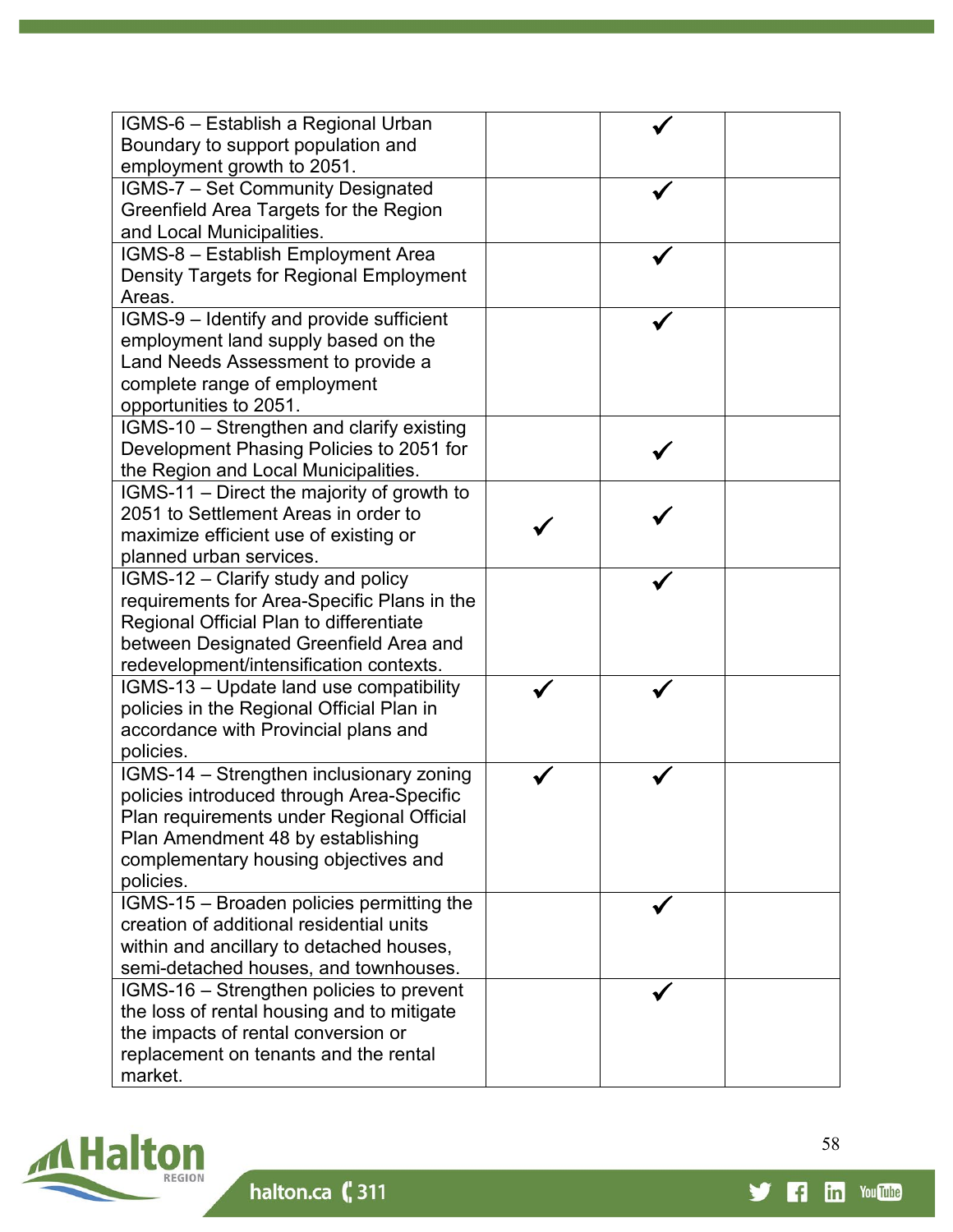| | | | |
|---|---|---|---|
| IGMS-6 – Establish a Regional Urban Boundary to support population and employment growth to 2051. | | ✓ | |
| IGMS-7 – Set Community Designated Greenfield Area Targets for the Region and Local Municipalities. | | ✓ | |
| IGMS-8 – Establish Employment Area Density Targets for Regional Employment Areas. | | ✓ | |
| IGMS-9 – Identify and provide sufficient employment land supply based on the Land Needs Assessment to provide a complete range of employment opportunities to 2051. | | ✓ | |
| IGMS-10 – Strengthen and clarify existing Development Phasing Policies to 2051 for the Region and Local Municipalities. | | ✓ | |
| IGMS-11 – Direct the majority of growth to 2051 to Settlement Areas in order to maximize efficient use of existing or planned urban services. | ✓ | ✓ | |
| IGMS-12 – Clarify study and policy requirements for Area-Specific Plans in the Regional Official Plan to differentiate between Designated Greenfield Area and redevelopment/intensification contexts. | | ✓ | |
| IGMS-13 – Update land use compatibility policies in the Regional Official Plan in accordance with Provincial plans and policies. | ✓ | ✓ | |
| IGMS-14 – Strengthen inclusionary zoning policies introduced through Area-Specific Plan requirements under Regional Official Plan Amendment 48 by establishing complementary housing objectives and policies. | ✓ | ✓ | |
| IGMS-15 – Broaden policies permitting the creation of additional residential units within and ancillary to detached houses, semi-detached houses, and townhouses. | | ✓ | |
| IGMS-16 – Strengthen policies to prevent the loss of rental housing and to mitigate the impacts of rental conversion or replacement on tenants and the rental market. | | ✓ | |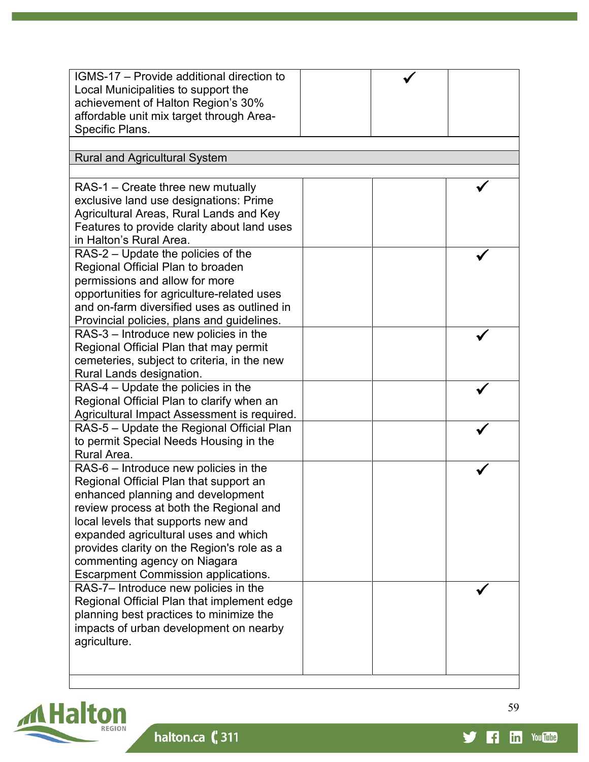| | | | |
|---|---|---|---|
| IGMS-17 – Provide additional direction to Local Municipalities to support the achievement of Halton Region's 30% affordable unit mix target through Area-Specific Plans. | | ✓ | |
| | | | |
| Rural and Agricultural System | | | |
| | | | |
| RAS-1 – Create three new mutually exclusive land use designations: Prime Agricultural Areas, Rural Lands and Key Features to provide clarity about land uses in Halton's Rural Area. | | | ✓ |
| RAS-2 – Update the policies of the Regional Official Plan to broaden permissions and allow for more opportunities for agriculture-related uses and on-farm diversified uses as outlined in Provincial policies, plans and guidelines. | | | ✓ |
| RAS-3 – Introduce new policies in the Regional Official Plan that may permit cemeteries, subject to criteria, in the new Rural Lands designation. | | | ✓ |
| RAS-4 – Update the policies in the Regional Official Plan to clarify when an Agricultural Impact Assessment is required. | | | ✓ |
| RAS-5 – Update the Regional Official Plan to permit Special Needs Housing in the Rural Area. | | | ✓ |
| RAS-6 – Introduce new policies in the Regional Official Plan that support an enhanced planning and development review process at both the Regional and local levels that supports new and expanded agricultural uses and which provides clarity on the Region's role as a commenting agency on Niagara Escarpment Commission applications. | | | ✓ |
| RAS-7– Introduce new policies in the Regional Official Plan that implement edge planning best practices to minimize the impacts of urban development on nearby agriculture. | | | ✓ |
| | | | |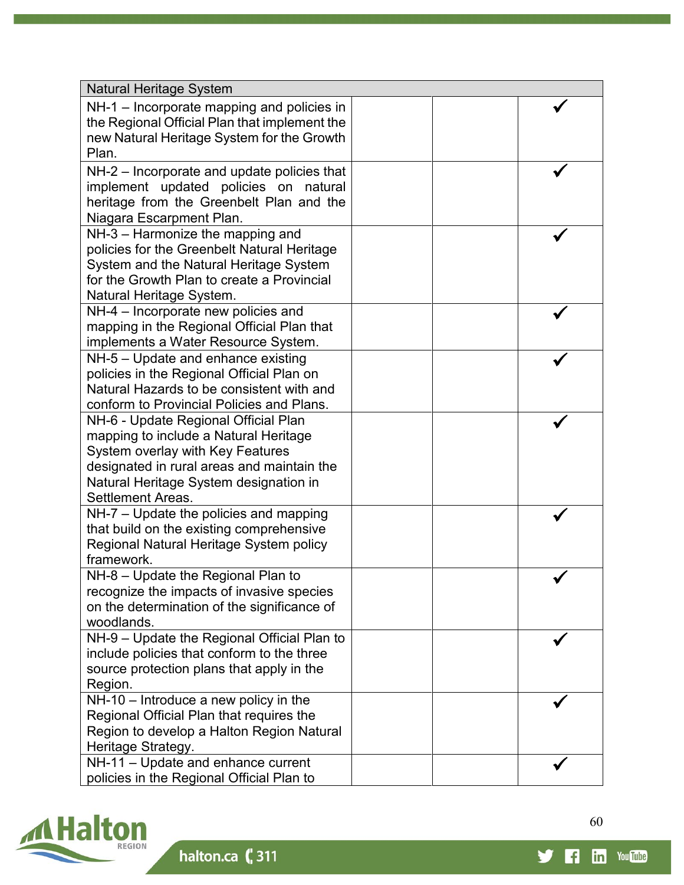| Natural Heritage System | | | |
|---|---|---|---|
| NH-1 – Incorporate mapping and policies in the Regional Official Plan that implement the new Natural Heritage System for the Growth Plan. | | | ✓ |
| NH-2 – Incorporate and update policies that implement updated policies on natural heritage from the Greenbelt Plan and the Niagara Escarpment Plan. | | | ✓ |
| NH-3 – Harmonize the mapping and policies for the Greenbelt Natural Heritage System and the Natural Heritage System for the Growth Plan to create a Provincial Natural Heritage System. | | | ✓ |
| NH-4 – Incorporate new policies and mapping in the Regional Official Plan that implements a Water Resource System. | | | ✓ |
| NH-5 – Update and enhance existing policies in the Regional Official Plan on Natural Hazards to be consistent with and conform to Provincial Policies and Plans. | | | ✓ |
| NH-6 - Update Regional Official Plan mapping to include a Natural Heritage System overlay with Key Features designated in rural areas and maintain the Natural Heritage System designation in Settlement Areas. | | | ✓ |
| NH-7 – Update the policies and mapping that build on the existing comprehensive Regional Natural Heritage System policy framework. | | | ✓ |
| NH-8 – Update the Regional Plan to recognize the impacts of invasive species on the determination of the significance of woodlands. | | | ✓ |
| NH-9 – Update the Regional Official Plan to include policies that conform to the three source protection plans that apply in the Region. | | | ✓ |
| NH-10 – Introduce a new policy in the Regional Official Plan that requires the Region to develop a Halton Region Natural Heritage Strategy. | | | ✓ |
| NH-11 – Update and enhance current policies in the Regional Official Plan to | | | ✓ |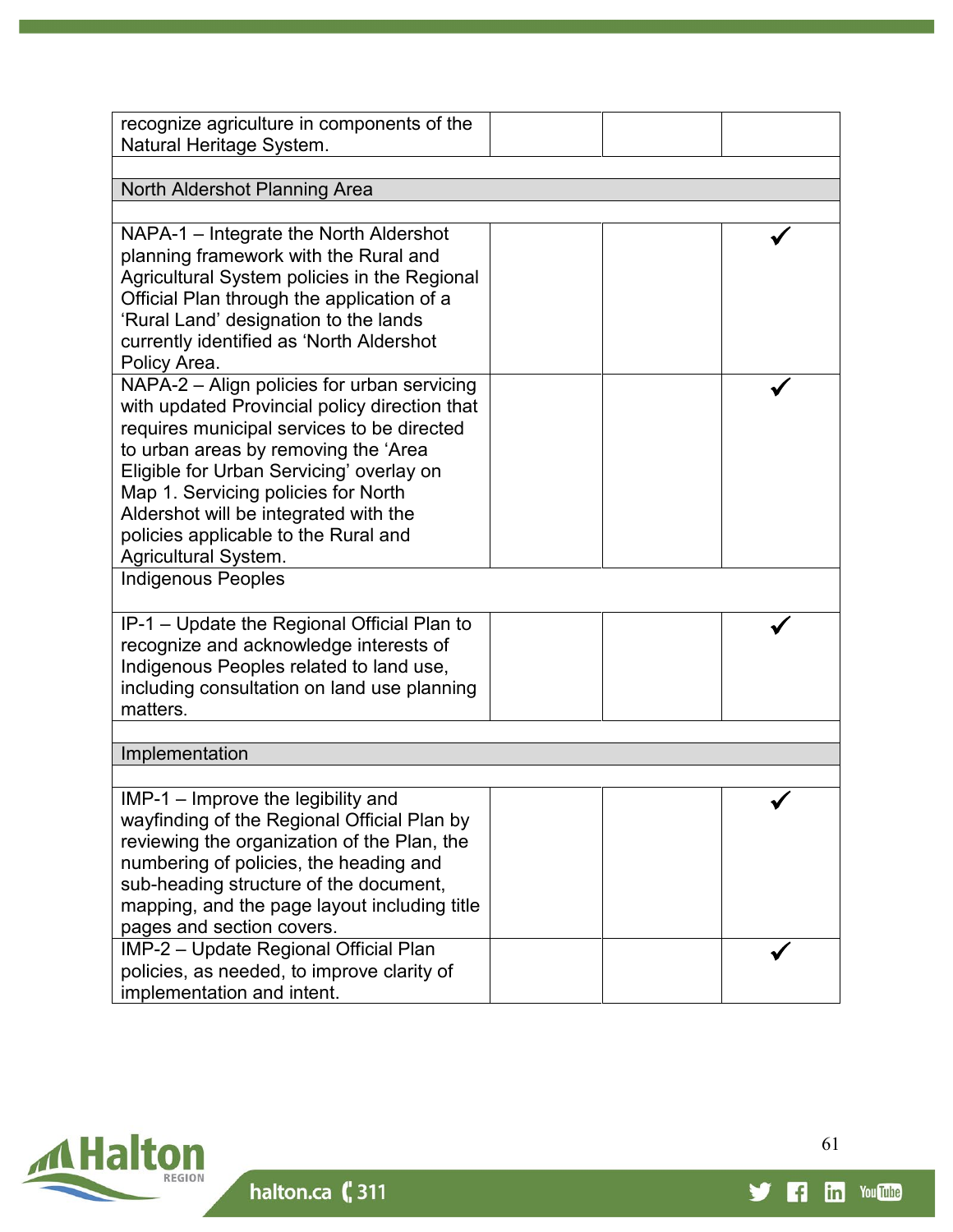| | | | |
|---|---|---|---|
| recognize agriculture in components of the Natural Heritage System. | | | |
| | | | |
| North Aldershot Planning Area | | | |
| | | | |
| NAPA-1 – Integrate the North Aldershot planning framework with the Rural and Agricultural System policies in the Regional Official Plan through the application of a 'Rural Land' designation to the lands currently identified as 'North Aldershot Policy Area. | | | ✓ |
| NAPA-2 – Align policies for urban servicing with updated Provincial policy direction that requires municipal services to be directed to urban areas by removing the 'Area Eligible for Urban Servicing' overlay on Map 1. Servicing policies for North Aldershot will be integrated with the policies applicable to the Rural and Agricultural System. | | | ✓ |
| Indigenous Peoples | | | |
| IP-1 – Update the Regional Official Plan to recognize and acknowledge interests of Indigenous Peoples related to land use, including consultation on land use planning matters. | | | ✓ |
| | | | |
| Implementation | | | |
| | | | |
| IMP-1 – Improve the legibility and wayfinding of the Regional Official Plan by reviewing the organization of the Plan, the numbering of policies, the heading and sub-heading structure of the document, mapping, and the page layout including title pages and section covers. | | | ✓ |
| IMP-2 – Update Regional Official Plan policies, as needed, to improve clarity of implementation and intent. | | | ✓ |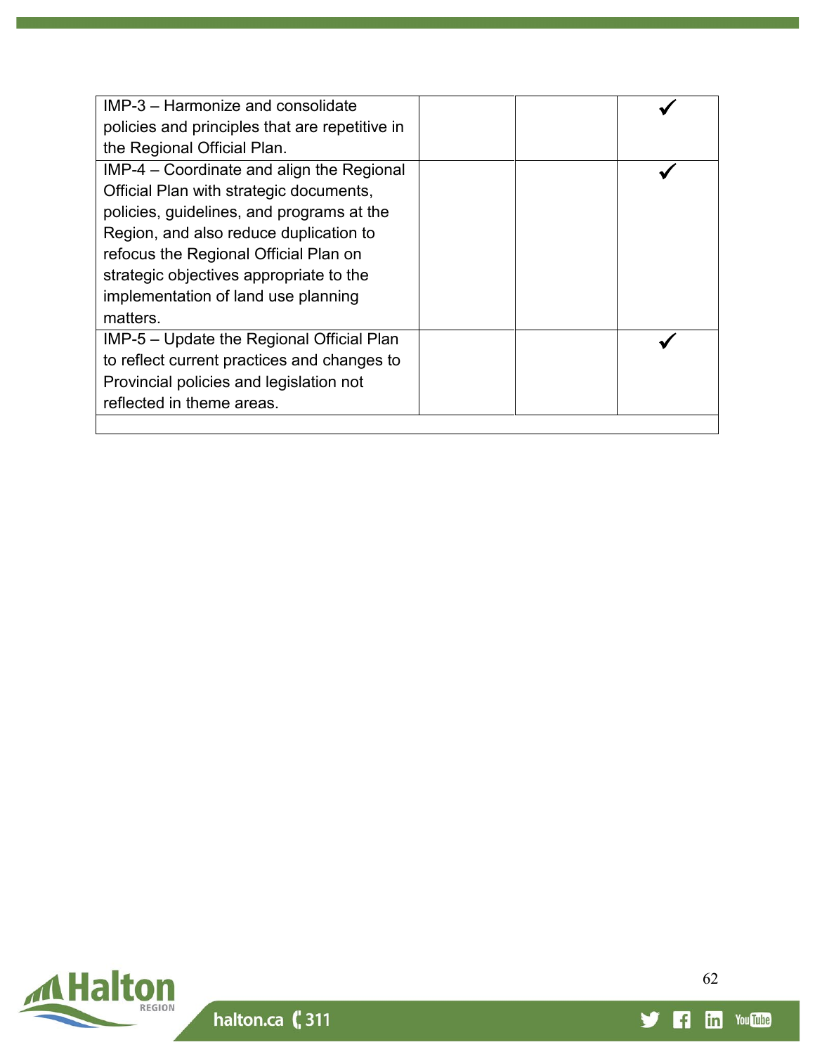| | | | |
|---|---|---|---|
| IMP-3 – Harmonize and consolidate policies and principles that are repetitive in the Regional Official Plan. | | | ✓ |
| IMP-4 – Coordinate and align the Regional Official Plan with strategic documents, policies, guidelines, and programs at the Region, and also reduce duplication to refocus the Regional Official Plan on strategic objectives appropriate to the implementation of land use planning matters. | | | ✓ |
| IMP-5 – Update the Regional Official Plan to reflect current practices and changes to Provincial policies and legislation not reflected in theme areas. | | | ✓ |
| | | | |